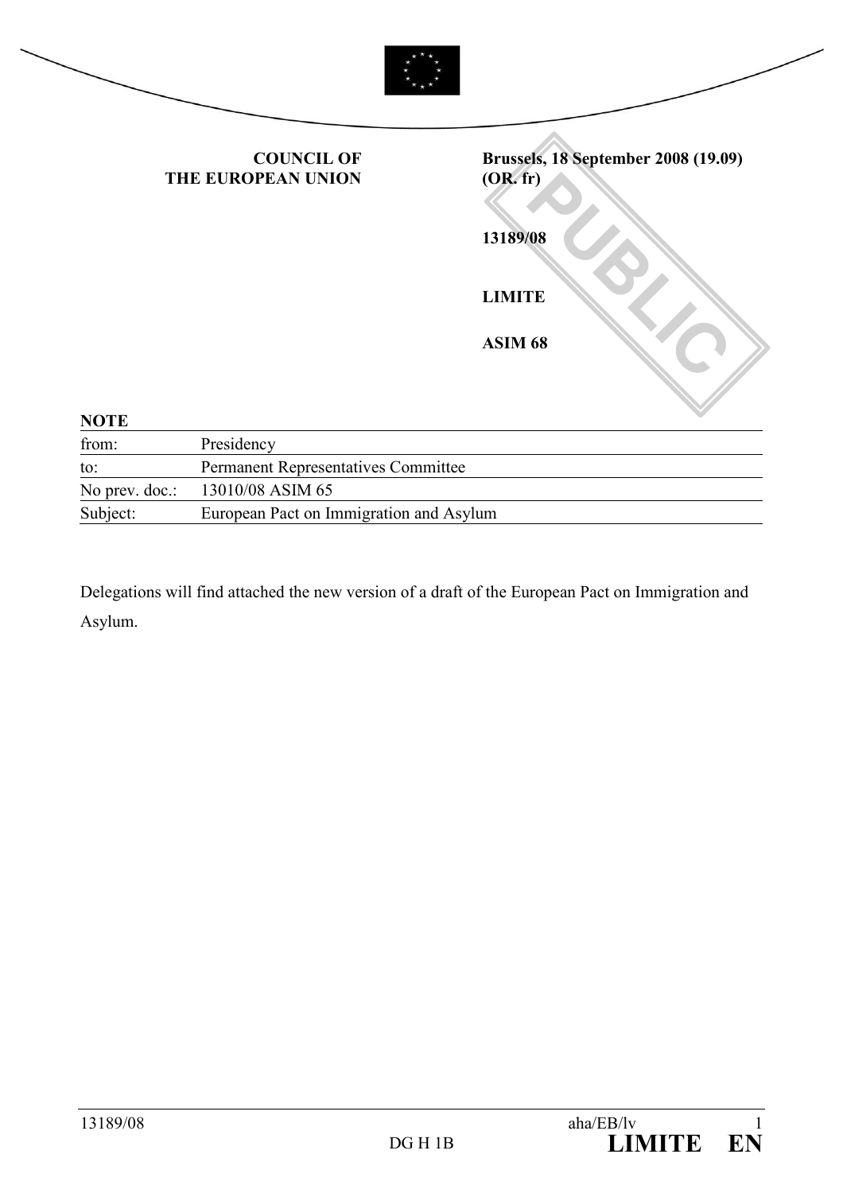**COUNCIL OF THE EUROPEAN UNION**

**Brussels, 18 September 2008 (19.09)**
**(OR. fr)**

**13189/08**

**LIMITE**

**ASIM 68**

PUBLIC

**NOTE**

| | |
|---|---|
| from: | Presidency |
| to: | Permanent Representatives Committee |
| No prev. doc.: | 13010/08 ASIM 65 |
| Subject: | European Pact on Immigration and Asylum |

Delegations will find attached the new version of a draft of the European Pact on Immigration and Asylum.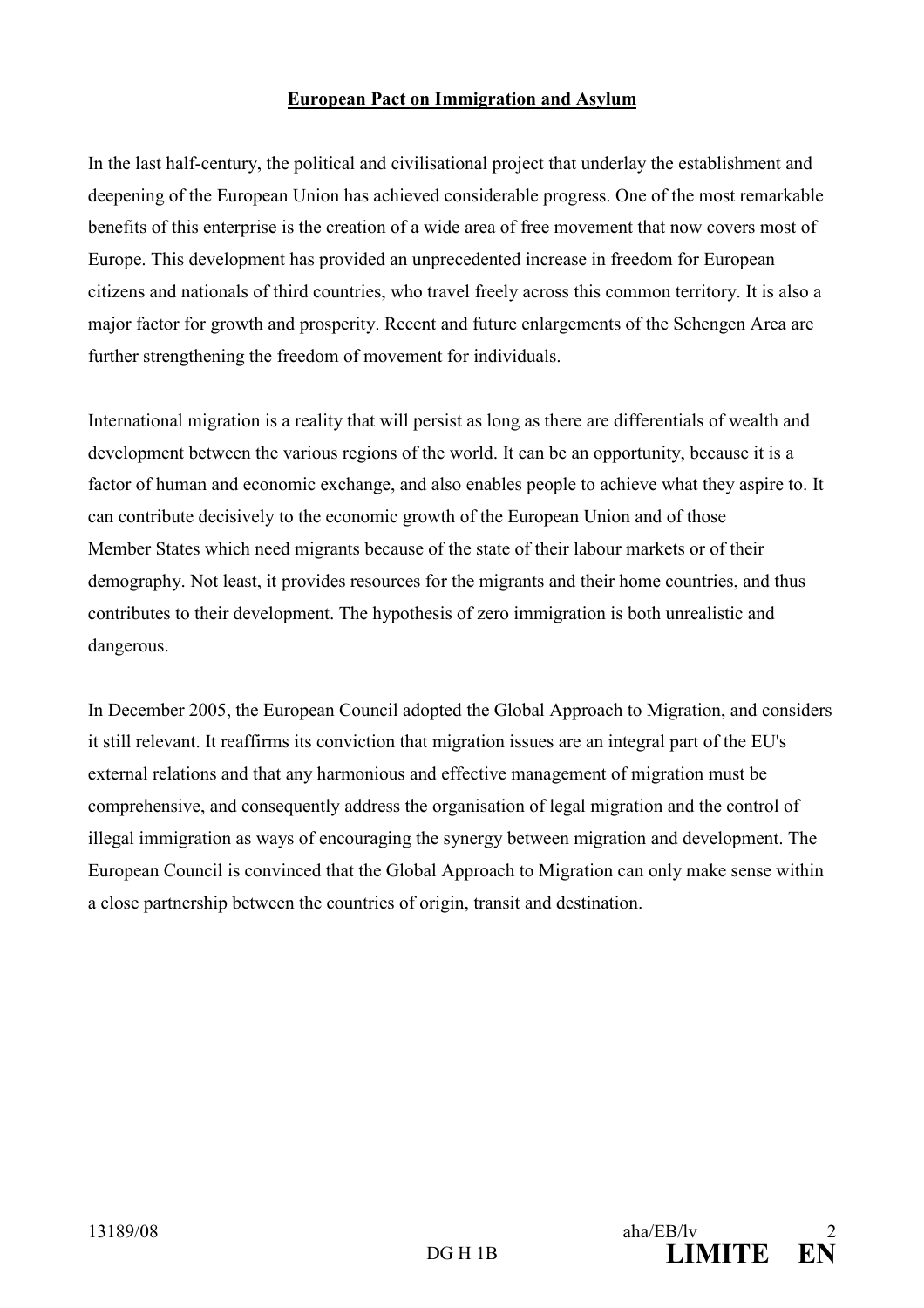**European Pact on Immigration and Asylum**

In the last half-century, the political and civilisational project that underlay the establishment and deepening of the European Union has achieved considerable progress. One of the most remarkable benefits of this enterprise is the creation of a wide area of free movement that now covers most of Europe. This development has provided an unprecedented increase in freedom for European citizens and nationals of third countries, who travel freely across this common territory. It is also a major factor for growth and prosperity. Recent and future enlargements of the Schengen Area are further strengthening the freedom of movement for individuals.

International migration is a reality that will persist as long as there are differentials of wealth and development between the various regions of the world. It can be an opportunity, because it is a factor of human and economic exchange, and also enables people to achieve what they aspire to. It can contribute decisively to the economic growth of the European Union and of those Member States which need migrants because of the state of their labour markets or of their demography. Not least, it provides resources for the migrants and their home countries, and thus contributes to their development. The hypothesis of zero immigration is both unrealistic and dangerous.

In December 2005, the European Council adopted the Global Approach to Migration, and considers it still relevant. It reaffirms its conviction that migration issues are an integral part of the EU's external relations and that any harmonious and effective management of migration must be comprehensive, and consequently address the organisation of legal migration and the control of illegal immigration as ways of encouraging the synergy between migration and development. The European Council is convinced that the Global Approach to Migration can only make sense within a close partnership between the countries of origin, transit and destination.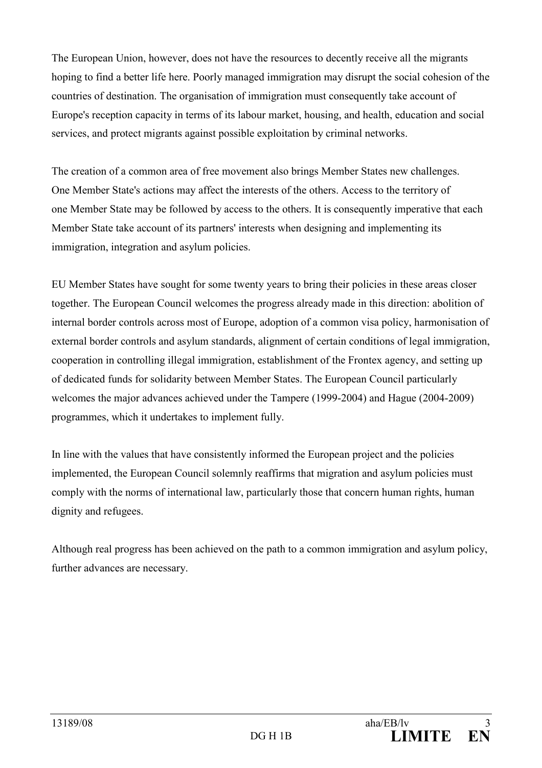The European Union, however, does not have the resources to decently receive all the migrants hoping to find a better life here. Poorly managed immigration may disrupt the social cohesion of the countries of destination. The organisation of immigration must consequently take account of Europe's reception capacity in terms of its labour market, housing, and health, education and social services, and protect migrants against possible exploitation by criminal networks.

The creation of a common area of free movement also brings Member States new challenges. One Member State's actions may affect the interests of the others. Access to the territory of one Member State may be followed by access to the others. It is consequently imperative that each Member State take account of its partners' interests when designing and implementing its immigration, integration and asylum policies.

EU Member States have sought for some twenty years to bring their policies in these areas closer together. The European Council welcomes the progress already made in this direction: abolition of internal border controls across most of Europe, adoption of a common visa policy, harmonisation of external border controls and asylum standards, alignment of certain conditions of legal immigration, cooperation in controlling illegal immigration, establishment of the Frontex agency, and setting up of dedicated funds for solidarity between Member States. The European Council particularly welcomes the major advances achieved under the Tampere (1999-2004) and Hague (2004-2009) programmes, which it undertakes to implement fully.

In line with the values that have consistently informed the European project and the policies implemented, the European Council solemnly reaffirms that migration and asylum policies must comply with the norms of international law, particularly those that concern human rights, human dignity and refugees.

Although real progress has been achieved on the path to a common immigration and asylum policy, further advances are necessary.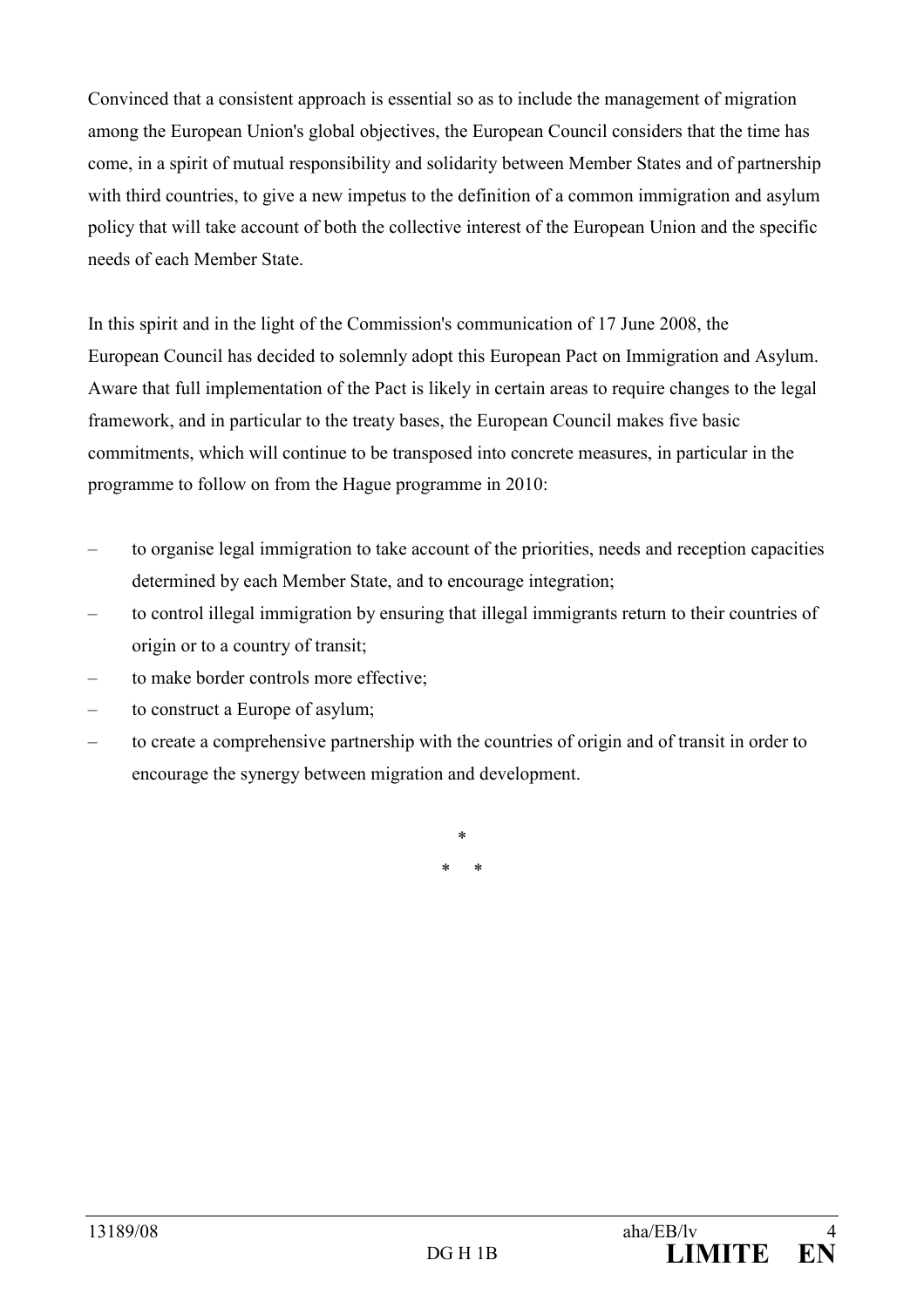Convinced that a consistent approach is essential so as to include the management of migration among the European Union's global objectives, the European Council considers that the time has come, in a spirit of mutual responsibility and solidarity between Member States and of partnership with third countries, to give a new impetus to the definition of a common immigration and asylum policy that will take account of both the collective interest of the European Union and the specific needs of each Member State.

In this spirit and in the light of the Commission's communication of 17 June 2008, the European Council has decided to solemnly adopt this European Pact on Immigration and Asylum. Aware that full implementation of the Pact is likely in certain areas to require changes to the legal framework, and in particular to the treaty bases, the European Council makes five basic commitments, which will continue to be transposed into concrete measures, in particular in the programme to follow on from the Hague programme in 2010:

- to organise legal immigration to take account of the priorities, needs and reception capacities determined by each Member State, and to encourage integration;
- to control illegal immigration by ensuring that illegal immigrants return to their countries of origin or to a country of transit;
- to make border controls more effective;
- to construct a Europe of asylum;
- to create a comprehensive partnership with the countries of origin and of transit in order to encourage the synergy between migration and development.

\*

\* \*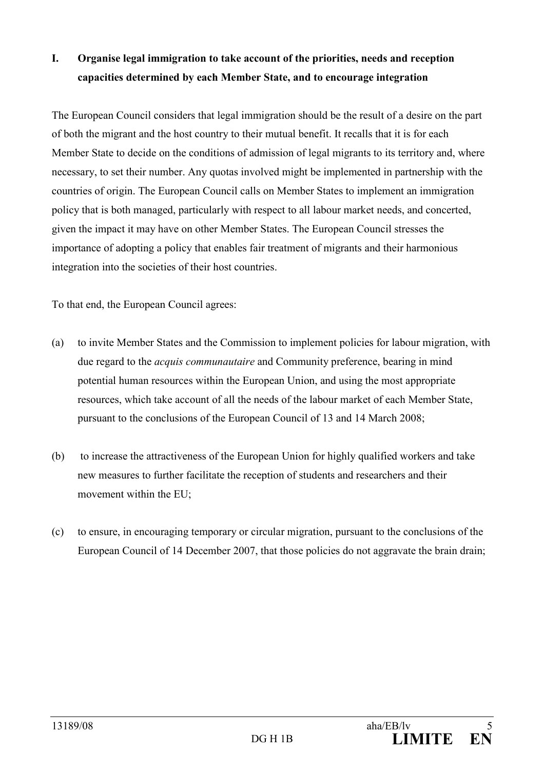## I. Organise legal immigration to take account of the priorities, needs and reception capacities determined by each Member State, and to encourage integration

The European Council considers that legal immigration should be the result of a desire on the part of both the migrant and the host country to their mutual benefit. It recalls that it is for each Member State to decide on the conditions of admission of legal migrants to its territory and, where necessary, to set their number. Any quotas involved might be implemented in partnership with the countries of origin. The European Council calls on Member States to implement an immigration policy that is both managed, particularly with respect to all labour market needs, and concerted, given the impact it may have on other Member States. The European Council stresses the importance of adopting a policy that enables fair treatment of migrants and their harmonious integration into the societies of their host countries.

To that end, the European Council agrees:

(a) to invite Member States and the Commission to implement policies for labour migration, with due regard to the *acquis communautaire* and Community preference, bearing in mind potential human resources within the European Union, and using the most appropriate resources, which take account of all the needs of the labour market of each Member State, pursuant to the conclusions of the European Council of 13 and 14 March 2008;

(b) to increase the attractiveness of the European Union for highly qualified workers and take new measures to further facilitate the reception of students and researchers and their movement within the EU;

(c) to ensure, in encouraging temporary or circular migration, pursuant to the conclusions of the European Council of 14 December 2007, that those policies do not aggravate the brain drain;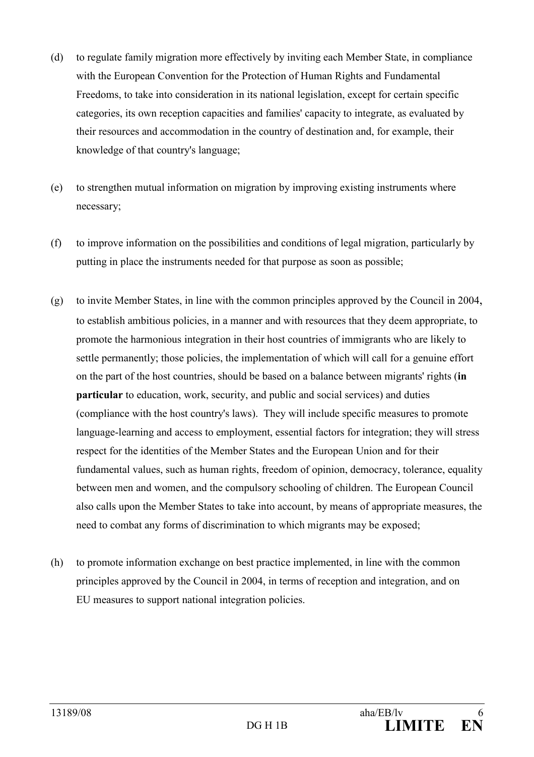(d) to regulate family migration more effectively by inviting each Member State, in compliance with the European Convention for the Protection of Human Rights and Fundamental Freedoms, to take into consideration in its national legislation, except for certain specific categories, its own reception capacities and families' capacity to integrate, as evaluated by their resources and accommodation in the country of destination and, for example, their knowledge of that country's language;

(e) to strengthen mutual information on migration by improving existing instruments where necessary;

(f) to improve information on the possibilities and conditions of legal migration, particularly by putting in place the instruments needed for that purpose as soon as possible;

(g) to invite Member States, in line with the common principles approved by the Council in 2004, to establish ambitious policies, in a manner and with resources that they deem appropriate, to promote the harmonious integration in their host countries of immigrants who are likely to settle permanently; those policies, the implementation of which will call for a genuine effort on the part of the host countries, should be based on a balance between migrants' rights (**in particular** to education, work, security, and public and social services) and duties (compliance with the host country's laws). They will include specific measures to promote language-learning and access to employment, essential factors for integration; they will stress respect for the identities of the Member States and the European Union and for their fundamental values, such as human rights, freedom of opinion, democracy, tolerance, equality between men and women, and the compulsory schooling of children. The European Council also calls upon the Member States to take into account, by means of appropriate measures, the need to combat any forms of discrimination to which migrants may be exposed;

(h) to promote information exchange on best practice implemented, in line with the common principles approved by the Council in 2004, in terms of reception and integration, and on EU measures to support national integration policies.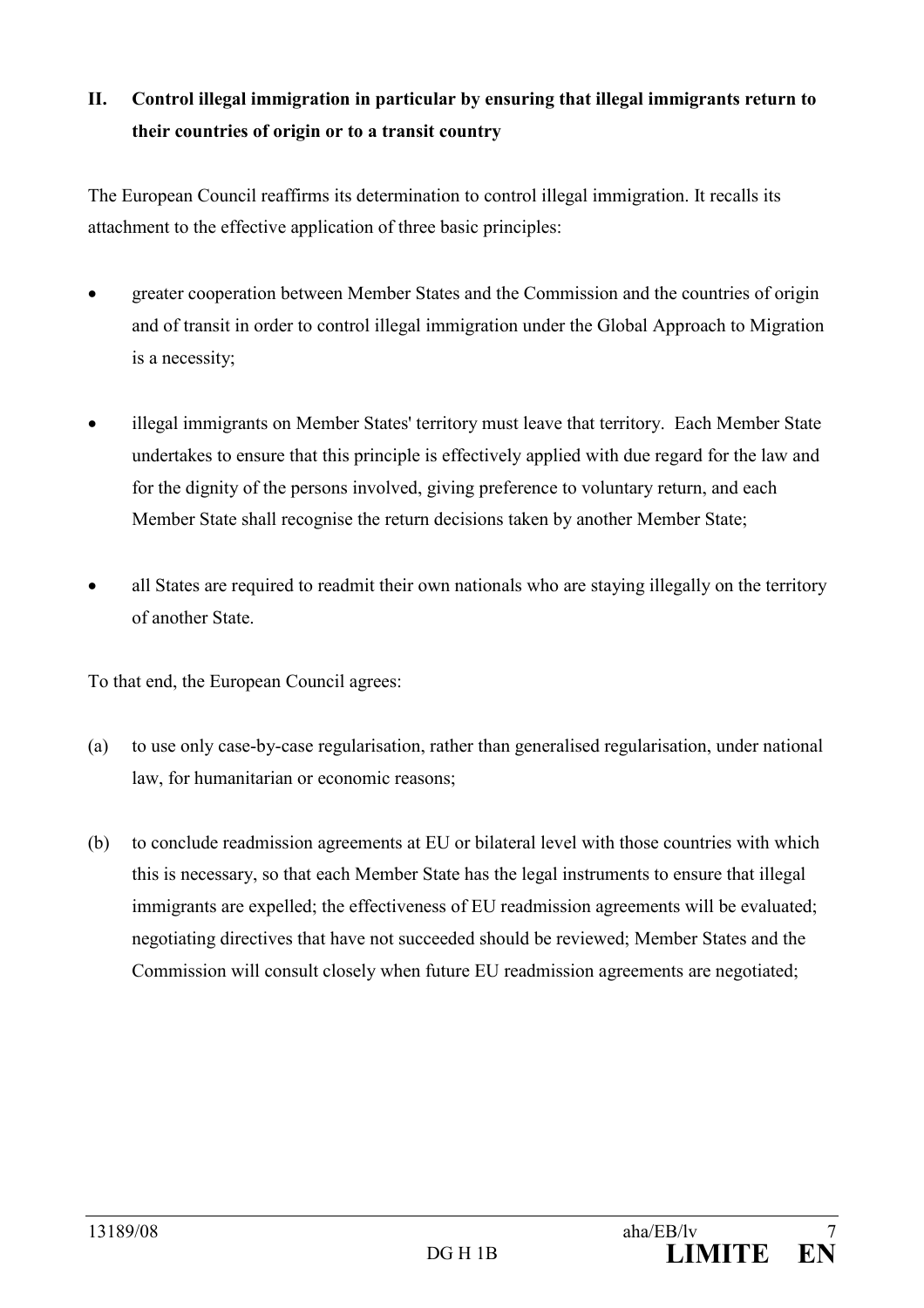## II. Control illegal immigration in particular by ensuring that illegal immigrants return to their countries of origin or to a transit country

The European Council reaffirms its determination to control illegal immigration. It recalls its attachment to the effective application of three basic principles:

- greater cooperation between Member States and the Commission and the countries of origin and of transit in order to control illegal immigration under the Global Approach to Migration is a necessity;

- illegal immigrants on Member States' territory must leave that territory. Each Member State undertakes to ensure that this principle is effectively applied with due regard for the law and for the dignity of the persons involved, giving preference to voluntary return, and each Member State shall recognise the return decisions taken by another Member State;

- all States are required to readmit their own nationals who are staying illegally on the territory of another State.

To that end, the European Council agrees:

(a) to use only case-by-case regularisation, rather than generalised regularisation, under national law, for humanitarian or economic reasons;

(b) to conclude readmission agreements at EU or bilateral level with those countries with which this is necessary, so that each Member State has the legal instruments to ensure that illegal immigrants are expelled; the effectiveness of EU readmission agreements will be evaluated; negotiating directives that have not succeeded should be reviewed; Member States and the Commission will consult closely when future EU readmission agreements are negotiated;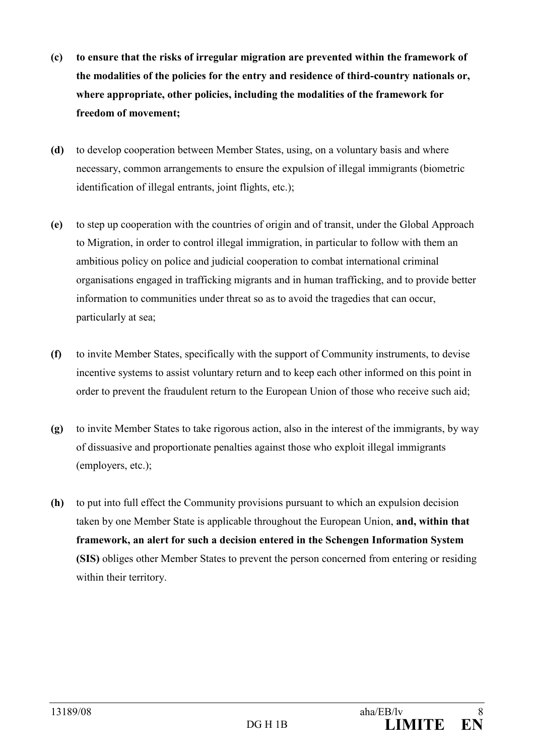**(c)** **to ensure that the risks of irregular migration are prevented within the framework of the modalities of the policies for the entry and residence of third-country nationals or, where appropriate, other policies, including the modalities of the framework for freedom of movement;**

**(d)** to develop cooperation between Member States, using, on a voluntary basis and where necessary, common arrangements to ensure the expulsion of illegal immigrants (biometric identification of illegal entrants, joint flights, etc.);

**(e)** to step up cooperation with the countries of origin and of transit, under the Global Approach to Migration, in order to control illegal immigration, in particular to follow with them an ambitious policy on police and judicial cooperation to combat international criminal organisations engaged in trafficking migrants and in human trafficking, and to provide better information to communities under threat so as to avoid the tragedies that can occur, particularly at sea;

**(f)** to invite Member States, specifically with the support of Community instruments, to devise incentive systems to assist voluntary return and to keep each other informed on this point in order to prevent the fraudulent return to the European Union of those who receive such aid;

**(g)** to invite Member States to take rigorous action, also in the interest of the immigrants, by way of dissuasive and proportionate penalties against those who exploit illegal immigrants (employers, etc.);

**(h)** to put into full effect the Community provisions pursuant to which an expulsion decision taken by one Member State is applicable throughout the European Union, **and, within that framework, an alert for such a decision entered in the Schengen Information System (SIS)** obliges other Member States to prevent the person concerned from entering or residing within their territory.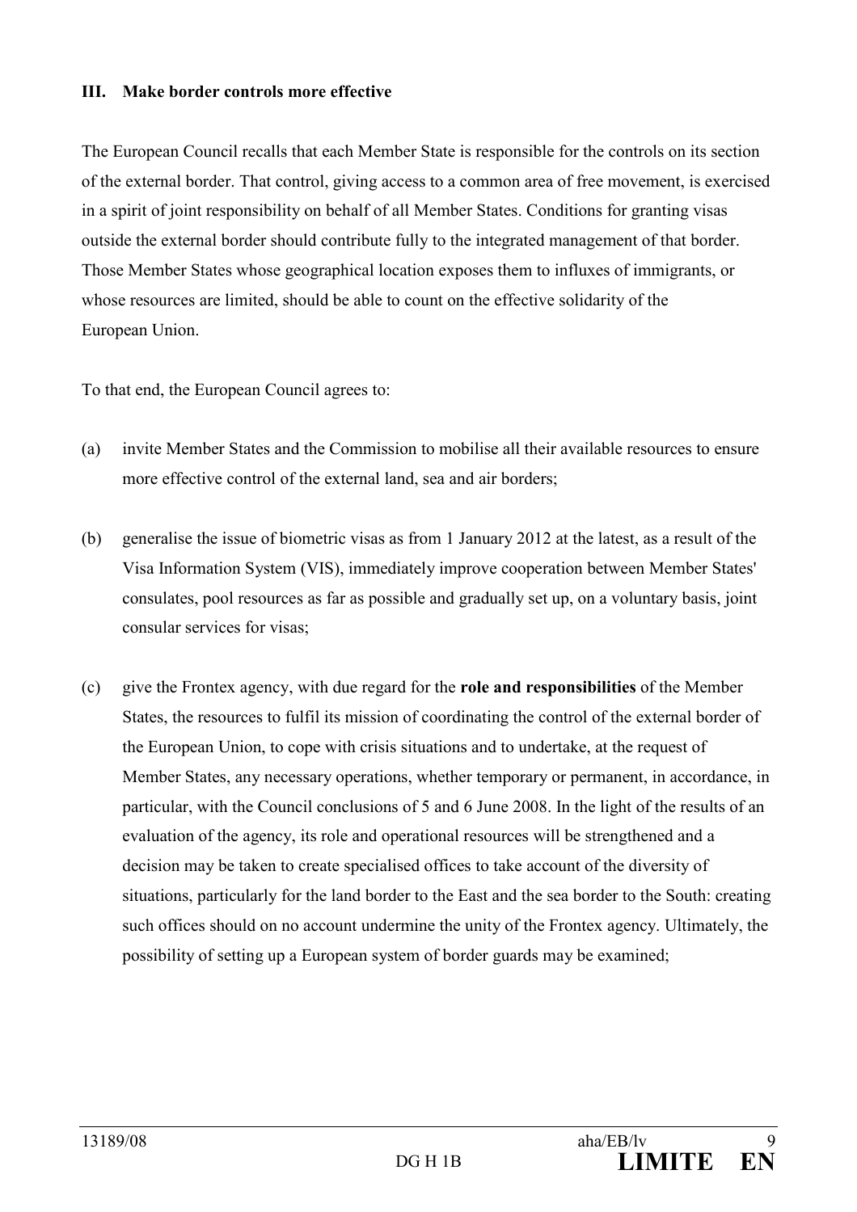## III. Make border controls more effective

The European Council recalls that each Member State is responsible for the controls on its section of the external border. That control, giving access to a common area of free movement, is exercised in a spirit of joint responsibility on behalf of all Member States. Conditions for granting visas outside the external border should contribute fully to the integrated management of that border. Those Member States whose geographical location exposes them to influxes of immigrants, or whose resources are limited, should be able to count on the effective solidarity of the European Union.

To that end, the European Council agrees to:

(a) invite Member States and the Commission to mobilise all their available resources to ensure more effective control of the external land, sea and air borders;

(b) generalise the issue of biometric visas as from 1 January 2012 at the latest, as a result of the Visa Information System (VIS), immediately improve cooperation between Member States' consulates, pool resources as far as possible and gradually set up, on a voluntary basis, joint consular services for visas;

(c) give the Frontex agency, with due regard for the **role and responsibilities** of the Member States, the resources to fulfil its mission of coordinating the control of the external border of the European Union, to cope with crisis situations and to undertake, at the request of Member States, any necessary operations, whether temporary or permanent, in accordance, in particular, with the Council conclusions of 5 and 6 June 2008. In the light of the results of an evaluation of the agency, its role and operational resources will be strengthened and a decision may be taken to create specialised offices to take account of the diversity of situations, particularly for the land border to the East and the sea border to the South: creating such offices should on no account undermine the unity of the Frontex agency. Ultimately, the possibility of setting up a European system of border guards may be examined;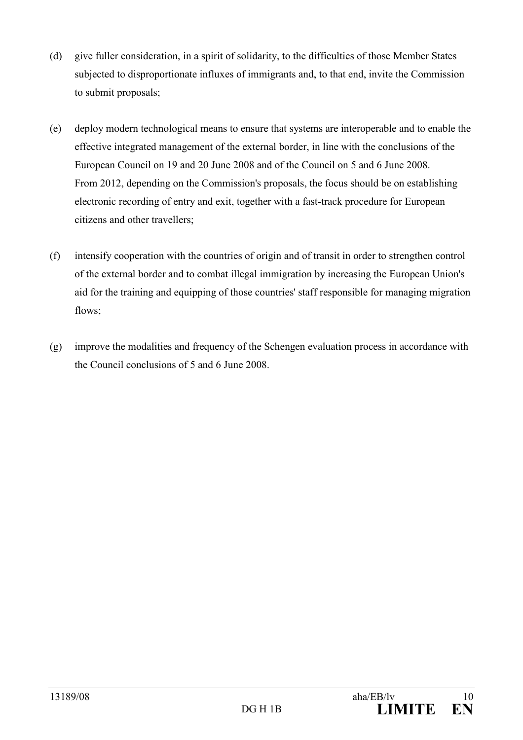(d) give fuller consideration, in a spirit of solidarity, to the difficulties of those Member States subjected to disproportionate influxes of immigrants and, to that end, invite the Commission to submit proposals;

(e) deploy modern technological means to ensure that systems are interoperable and to enable the effective integrated management of the external border, in line with the conclusions of the European Council on 19 and 20 June 2008 and of the Council on 5 and 6 June 2008. From 2012, depending on the Commission's proposals, the focus should be on establishing electronic recording of entry and exit, together with a fast-track procedure for European citizens and other travellers;

(f) intensify cooperation with the countries of origin and of transit in order to strengthen control of the external border and to combat illegal immigration by increasing the European Union's aid for the training and equipping of those countries' staff responsible for managing migration flows;

(g) improve the modalities and frequency of the Schengen evaluation process in accordance with the Council conclusions of 5 and 6 June 2008.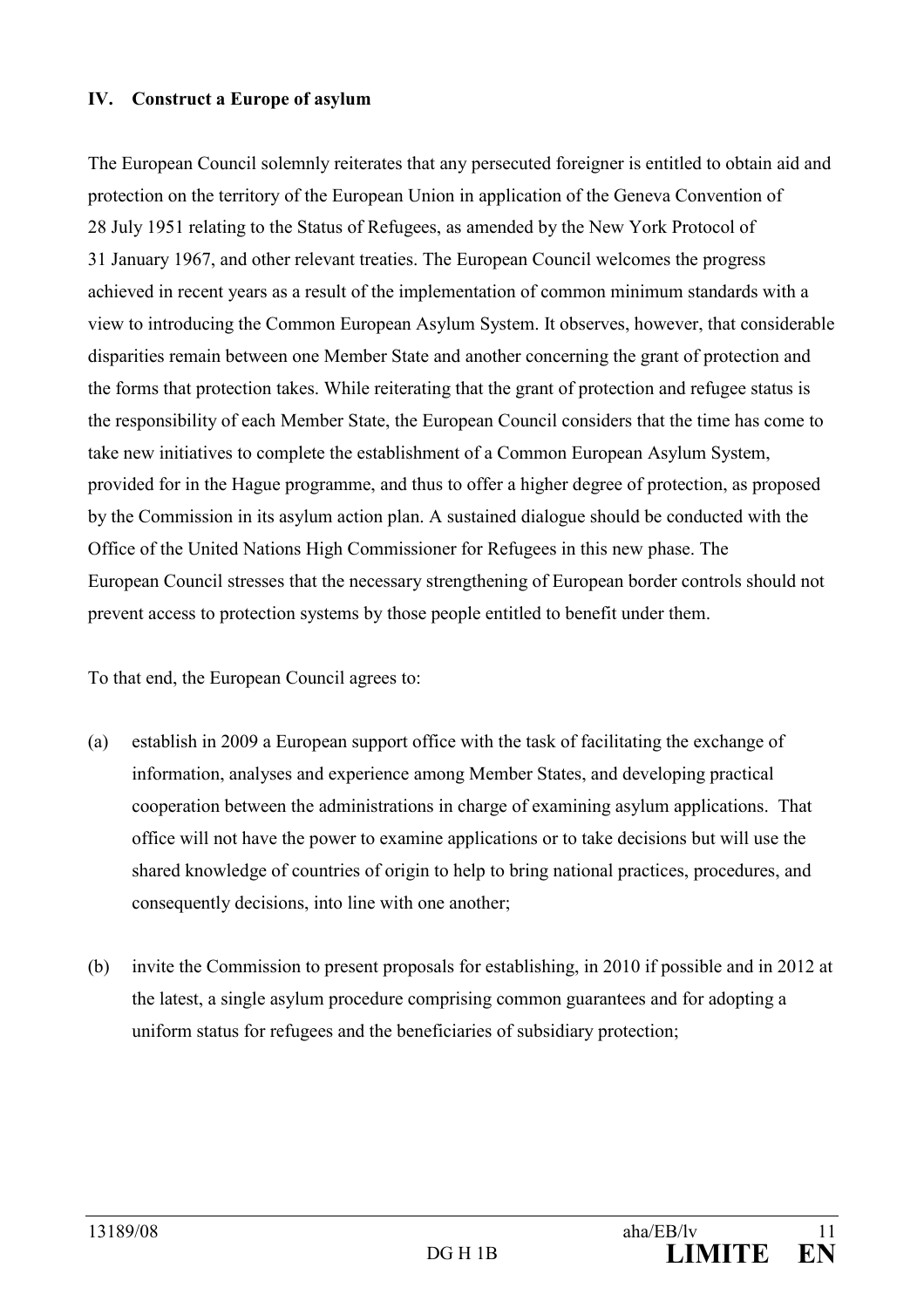## IV. Construct a Europe of asylum

The European Council solemnly reiterates that any persecuted foreigner is entitled to obtain aid and protection on the territory of the European Union in application of the Geneva Convention of 28 July 1951 relating to the Status of Refugees, as amended by the New York Protocol of 31 January 1967, and other relevant treaties. The European Council welcomes the progress achieved in recent years as a result of the implementation of common minimum standards with a view to introducing the Common European Asylum System. It observes, however, that considerable disparities remain between one Member State and another concerning the grant of protection and the forms that protection takes. While reiterating that the grant of protection and refugee status is the responsibility of each Member State, the European Council considers that the time has come to take new initiatives to complete the establishment of a Common European Asylum System, provided for in the Hague programme, and thus to offer a higher degree of protection, as proposed by the Commission in its asylum action plan. A sustained dialogue should be conducted with the Office of the United Nations High Commissioner for Refugees in this new phase. The European Council stresses that the necessary strengthening of European border controls should not prevent access to protection systems by those people entitled to benefit under them.

To that end, the European Council agrees to:

(a) establish in 2009 a European support office with the task of facilitating the exchange of information, analyses and experience among Member States, and developing practical cooperation between the administrations in charge of examining asylum applications. That office will not have the power to examine applications or to take decisions but will use the shared knowledge of countries of origin to help to bring national practices, procedures, and consequently decisions, into line with one another;

(b) invite the Commission to present proposals for establishing, in 2010 if possible and in 2012 at the latest, a single asylum procedure comprising common guarantees and for adopting a uniform status for refugees and the beneficiaries of subsidiary protection;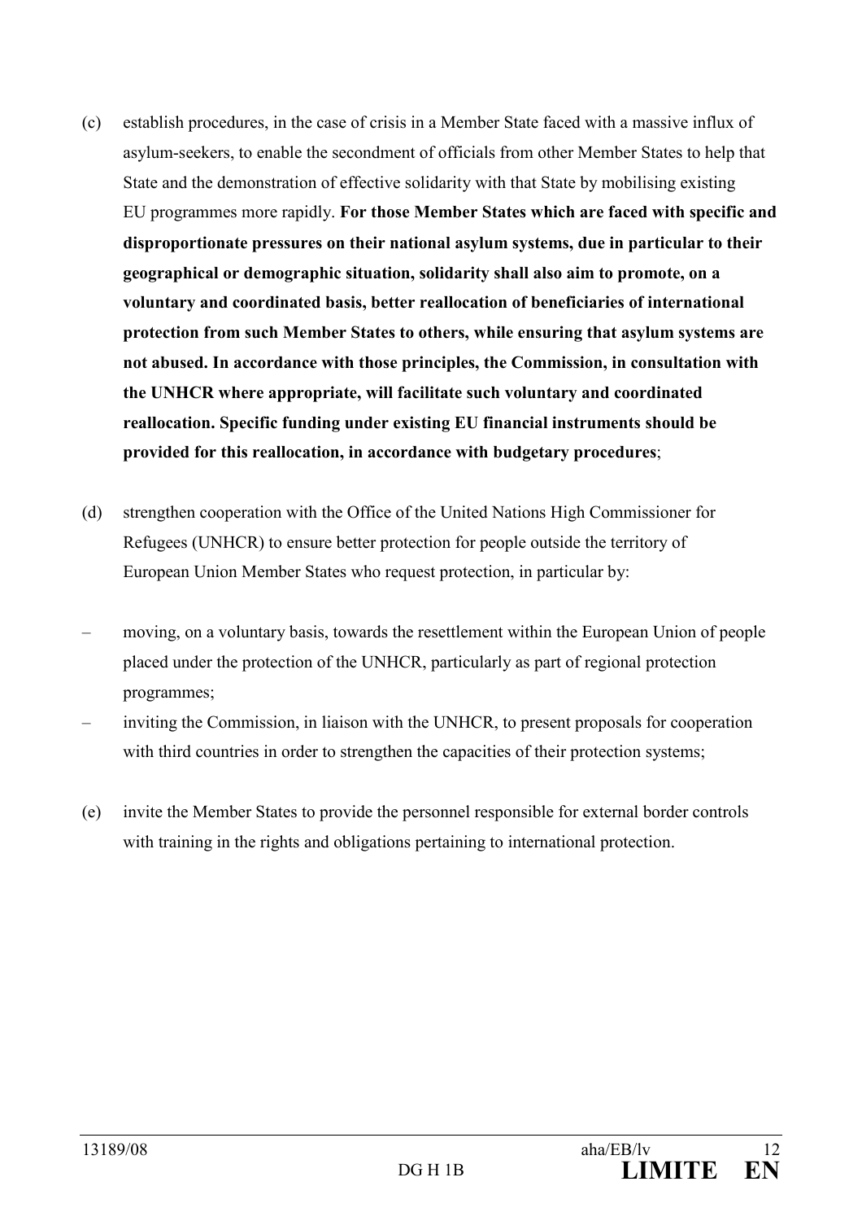(c) establish procedures, in the case of crisis in a Member State faced with a massive influx of asylum-seekers, to enable the secondment of officials from other Member States to help that State and the demonstration of effective solidarity with that State by mobilising existing EU programmes more rapidly. **For those Member States which are faced with specific and disproportionate pressures on their national asylum systems, due in particular to their geographical or demographic situation, solidarity shall also aim to promote, on a voluntary and coordinated basis, better reallocation of beneficiaries of international protection from such Member States to others, while ensuring that asylum systems are not abused. In accordance with those principles, the Commission, in consultation with the UNHCR where appropriate, will facilitate such voluntary and coordinated reallocation. Specific funding under existing EU financial instruments should be provided for this reallocation, in accordance with budgetary procedures**;

(d) strengthen cooperation with the Office of the United Nations High Commissioner for Refugees (UNHCR) to ensure better protection for people outside the territory of European Union Member States who request protection, in particular by:

– moving, on a voluntary basis, towards the resettlement within the European Union of people placed under the protection of the UNHCR, particularly as part of regional protection programmes;
– inviting the Commission, in liaison with the UNHCR, to present proposals for cooperation with third countries in order to strengthen the capacities of their protection systems;

(e) invite the Member States to provide the personnel responsible for external border controls with training in the rights and obligations pertaining to international protection.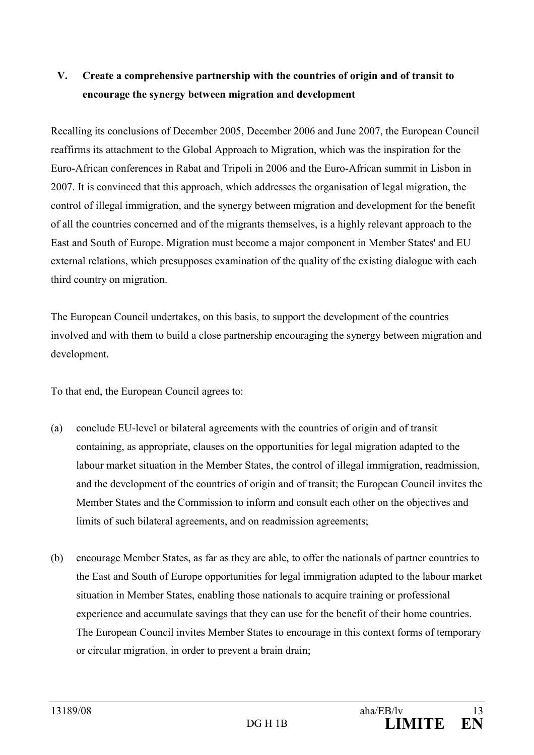## V. Create a comprehensive partnership with the countries of origin and of transit to encourage the synergy between migration and development

Recalling its conclusions of December 2005, December 2006 and June 2007, the European Council reaffirms its attachment to the Global Approach to Migration, which was the inspiration for the Euro-African conferences in Rabat and Tripoli in 2006 and the Euro-African summit in Lisbon in 2007. It is convinced that this approach, which addresses the organisation of legal migration, the control of illegal immigration, and the synergy between migration and development for the benefit of all the countries concerned and of the migrants themselves, is a highly relevant approach to the East and South of Europe. Migration must become a major component in Member States' and EU external relations, which presupposes examination of the quality of the existing dialogue with each third country on migration.

The European Council undertakes, on this basis, to support the development of the countries involved and with them to build a close partnership encouraging the synergy between migration and development.

To that end, the European Council agrees to:

(a) conclude EU-level or bilateral agreements with the countries of origin and of transit containing, as appropriate, clauses on the opportunities for legal migration adapted to the labour market situation in the Member States, the control of illegal immigration, readmission, and the development of the countries of origin and of transit; the European Council invites the Member States and the Commission to inform and consult each other on the objectives and limits of such bilateral agreements, and on readmission agreements;

(b) encourage Member States, as far as they are able, to offer the nationals of partner countries to the East and South of Europe opportunities for legal immigration adapted to the labour market situation in Member States, enabling those nationals to acquire training or professional experience and accumulate savings that they can use for the benefit of their home countries. The European Council invites Member States to encourage in this context forms of temporary or circular migration, in order to prevent a brain drain;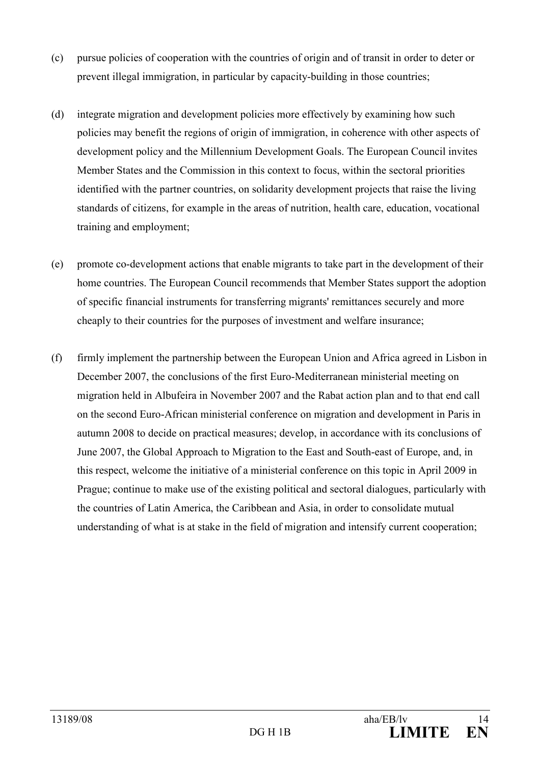(c) pursue policies of cooperation with the countries of origin and of transit in order to deter or prevent illegal immigration, in particular by capacity-building in those countries;

(d) integrate migration and development policies more effectively by examining how such policies may benefit the regions of origin of immigration, in coherence with other aspects of development policy and the Millennium Development Goals. The European Council invites Member States and the Commission in this context to focus, within the sectoral priorities identified with the partner countries, on solidarity development projects that raise the living standards of citizens, for example in the areas of nutrition, health care, education, vocational training and employment;

(e) promote co-development actions that enable migrants to take part in the development of their home countries. The European Council recommends that Member States support the adoption of specific financial instruments for transferring migrants' remittances securely and more cheaply to their countries for the purposes of investment and welfare insurance;

(f) firmly implement the partnership between the European Union and Africa agreed in Lisbon in December 2007, the conclusions of the first Euro-Mediterranean ministerial meeting on migration held in Albufeira in November 2007 and the Rabat action plan and to that end call on the second Euro-African ministerial conference on migration and development in Paris in autumn 2008 to decide on practical measures; develop, in accordance with its conclusions of June 2007, the Global Approach to Migration to the East and South-east of Europe, and, in this respect, welcome the initiative of a ministerial conference on this topic in April 2009 in Prague; continue to make use of the existing political and sectoral dialogues, particularly with the countries of Latin America, the Caribbean and Asia, in order to consolidate mutual understanding of what is at stake in the field of migration and intensify current cooperation;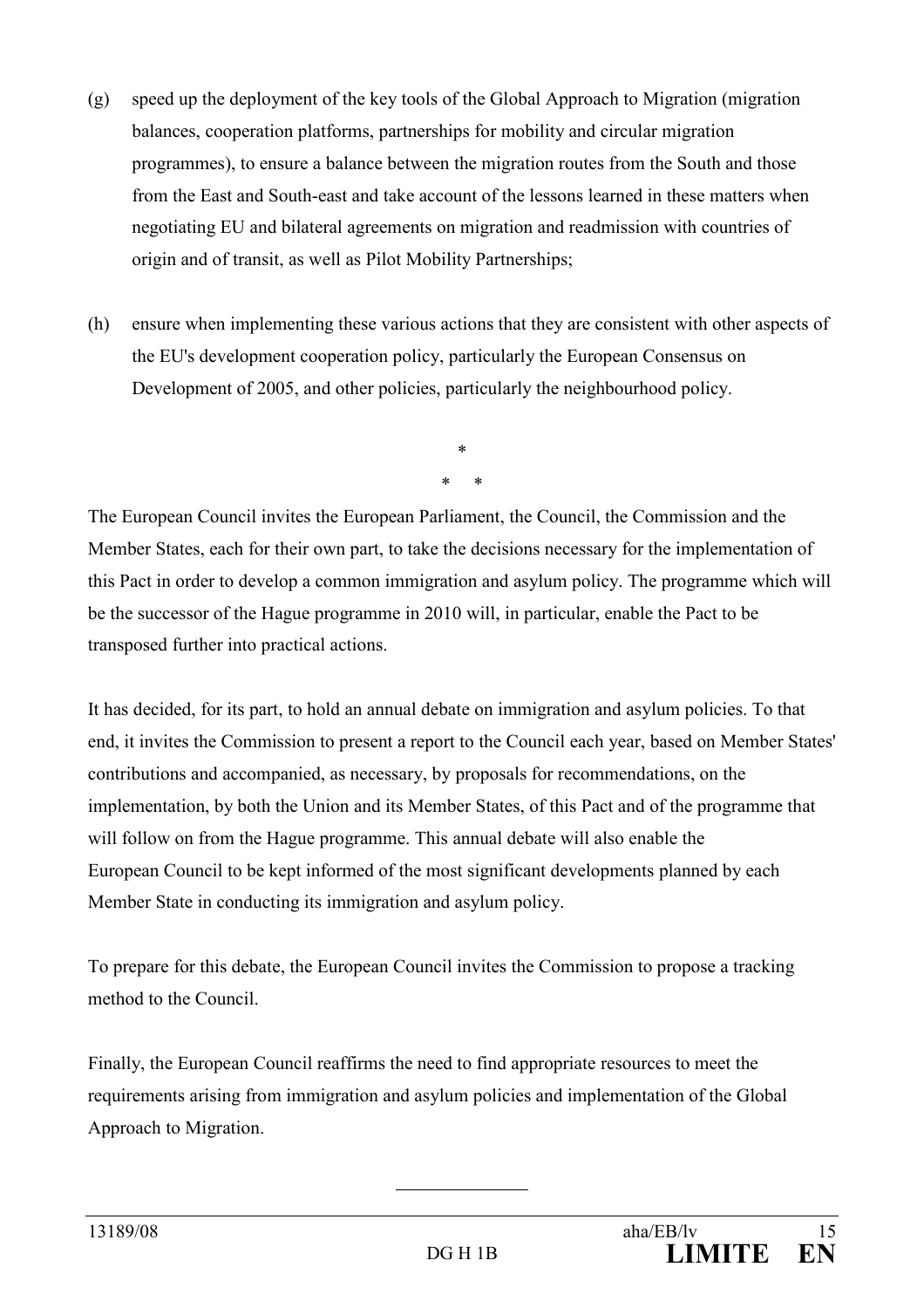(g) speed up the deployment of the key tools of the Global Approach to Migration (migration balances, cooperation platforms, partnerships for mobility and circular migration programmes), to ensure a balance between the migration routes from the South and those from the East and South-east and take account of the lessons learned in these matters when negotiating EU and bilateral agreements on migration and readmission with countries of origin and of transit, as well as Pilot Mobility Partnerships;

(h) ensure when implementing these various actions that they are consistent with other aspects of the EU's development cooperation policy, particularly the European Consensus on Development of 2005, and other policies, particularly the neighbourhood policy.

*

\* *

The European Council invites the European Parliament, the Council, the Commission and the Member States, each for their own part, to take the decisions necessary for the implementation of this Pact in order to develop a common immigration and asylum policy. The programme which will be the successor of the Hague programme in 2010 will, in particular, enable the Pact to be transposed further into practical actions.

It has decided, for its part, to hold an annual debate on immigration and asylum policies. To that end, it invites the Commission to present a report to the Council each year, based on Member States' contributions and accompanied, as necessary, by proposals for recommendations, on the implementation, by both the Union and its Member States, of this Pact and of the programme that will follow on from the Hague programme. This annual debate will also enable the European Council to be kept informed of the most significant developments planned by each Member State in conducting its immigration and asylum policy.

To prepare for this debate, the European Council invites the Commission to propose a tracking method to the Council.

Finally, the European Council reaffirms the need to find appropriate resources to meet the requirements arising from immigration and asylum policies and implementation of the Global Approach to Migration.

---